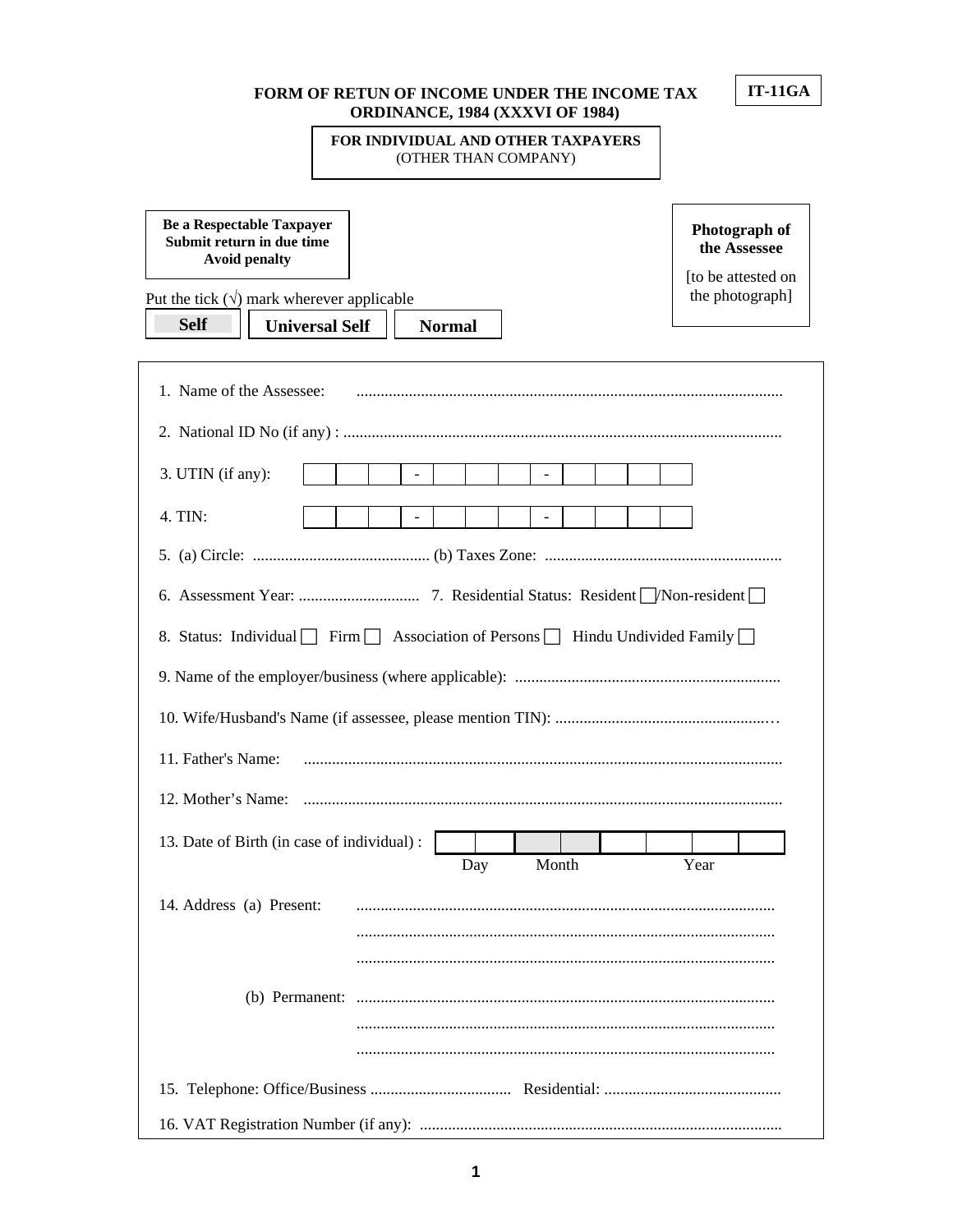**IT-11GA**

# FORM OF RETUN OF INCOME UNDER THE INCOME TAX ORDINANCE, 1984 (XXXVI OF 1984)

**FOR INDIVIDUAL AND OTHER TAXPAYERS**
(OTHER THAN COMPANY)

**Be a Respectable Taxpayer**
**Submit return in due time**
**Avoid penalty**

**Photograph of the Assessee**
[to be attested on the photograph]

Put the tick (√) mark wherever applicable

☐ **Self** ☐ **Universal Self** ☐ **Normal**

1. Name of the Assessee: ..........................................................................................................

2. National ID No (if any) : ..........................................................................................................

3. UTIN (if any): ☐☐☐ - ☐☐☐☐ - ☐☐☐☐

4. TIN: ☐☐☐ - ☐☐☐☐ - ☐☐☐☐

5. (a) Circle: ............................................ (b) Taxes Zone: ..........................................................

6. Assessment Year: .............................. 7. Residential Status: Resident ☐/Non-resident ☐

8. Status: Individual ☐ Firm ☐ Association of Persons ☐ Hindu Undivided Family ☐

9. Name of the employer/business (where applicable): .................................................................

10. Wife/Husband's Name (if assessee, please mention TIN): ..........................................................

11. Father's Name: ..........................................................................................................

12. Mother's Name: ..........................................................................................................

13. Date of Birth (in case of individual) : ☐☐ ☐☐ ☐☐☐☐
Day Month Year

14. Address (a) Present: ..........................................................................................................
..........................................................................................................
..........................................................................................................

(b) Permanent: ..........................................................................................................
..........................................................................................................
..........................................................................................................

15. Telephone: Office/Business ................................... Residential: ............................................

16. VAT Registration Number (if any): .........................................................................................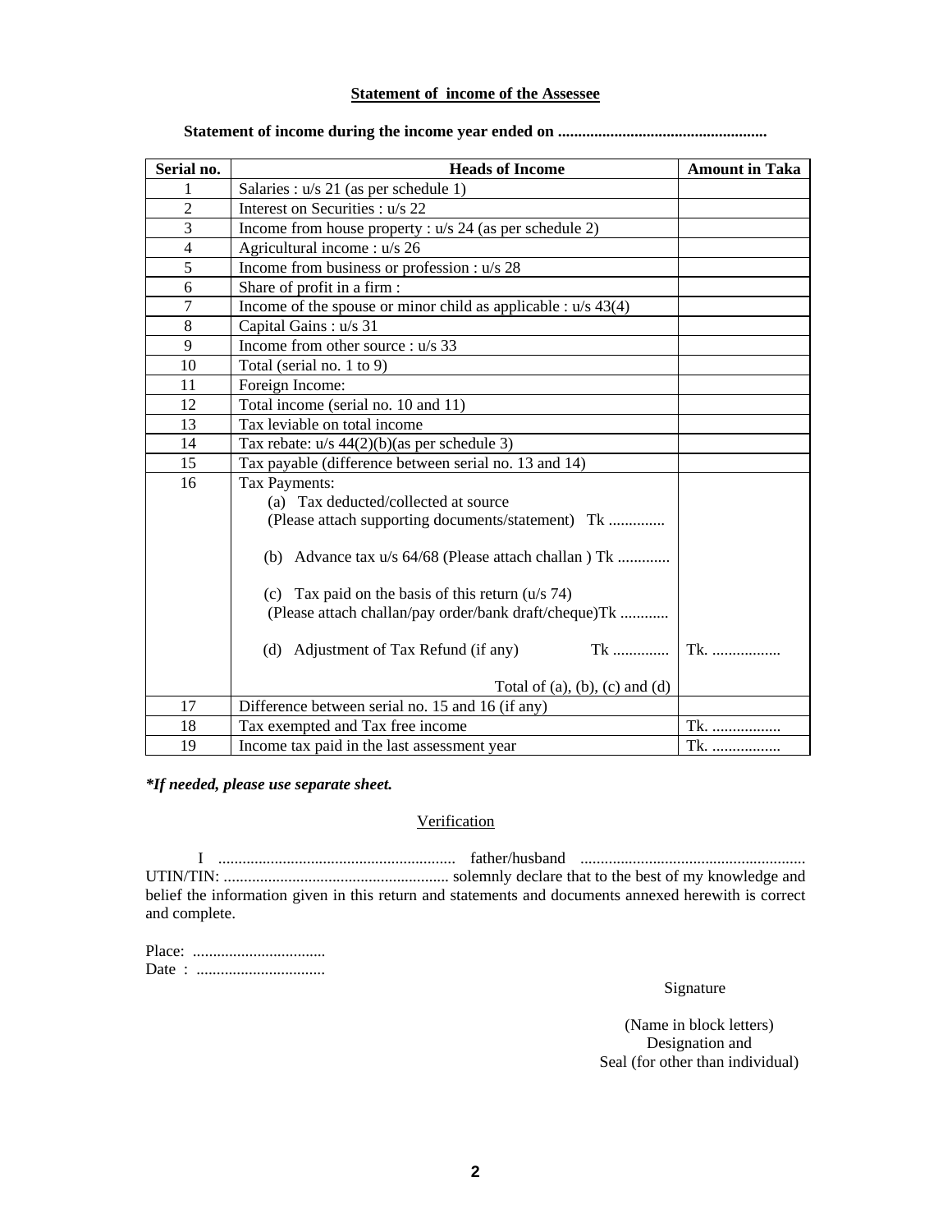## Statement of income of the Assessee

**Statement of income during the income year ended on ...................................................**

| Serial no. | Heads of Income | Amount in Taka |
|---|---|---|
| 1 | Salaries : u/s 21 (as per schedule 1) | |
| 2 | Interest on Securities : u/s 22 | |
| 3 | Income from house property : u/s 24 (as per schedule 2) | |
| 4 | Agricultural income : u/s 26 | |
| 5 | Income from business or profession : u/s 28 | |
| 6 | Share of profit in a firm : | |
| 7 | Income of the spouse or minor child as applicable : u/s 43(4) | |
| 8 | Capital Gains : u/s 31 | |
| 9 | Income from other source : u/s 33 | |
| 10 | Total (serial no. 1 to 9) | |
| 11 | Foreign Income: | |
| 12 | Total income (serial no. 10 and 11) | |
| 13 | Tax leviable on total income | |
| 14 | Tax rebate: u/s 44(2)(b)(as per schedule 3) | |
| 15 | Tax payable (difference between serial no. 13 and 14) | |
| 16 | Tax Payments:<br>(a) Tax deducted/collected at source (Please attach supporting documents/statement) Tk .............<br>(b) Advance tax u/s 64/68 (Please attach challan ) Tk ............<br>(c) Tax paid on the basis of this return (u/s 74) (Please attach challan/pay order/bank draft/cheque)Tk ............<br>(d) Adjustment of Tax Refund (if any) Tk .............<br>Total of (a), (b), (c) and (d) | Tk. ................ |
| 17 | Difference between serial no. 15 and 16 (if any) | |
| 18 | Tax exempted and Tax free income | Tk. ................ |
| 19 | Income tax paid in the last assessment year | Tk. ................ |

***If needed, please use separate sheet.***

### Verification

I .......................................................... father/husband ....................................................... UTIN/TIN: ....................................................... solemnly declare that to the best of my knowledge and belief the information given in this return and statements and documents annexed herewith is correct and complete.

Place: ................................

Date : ................................

Signature

(Name in block letters)
Designation and
Seal (for other than individual)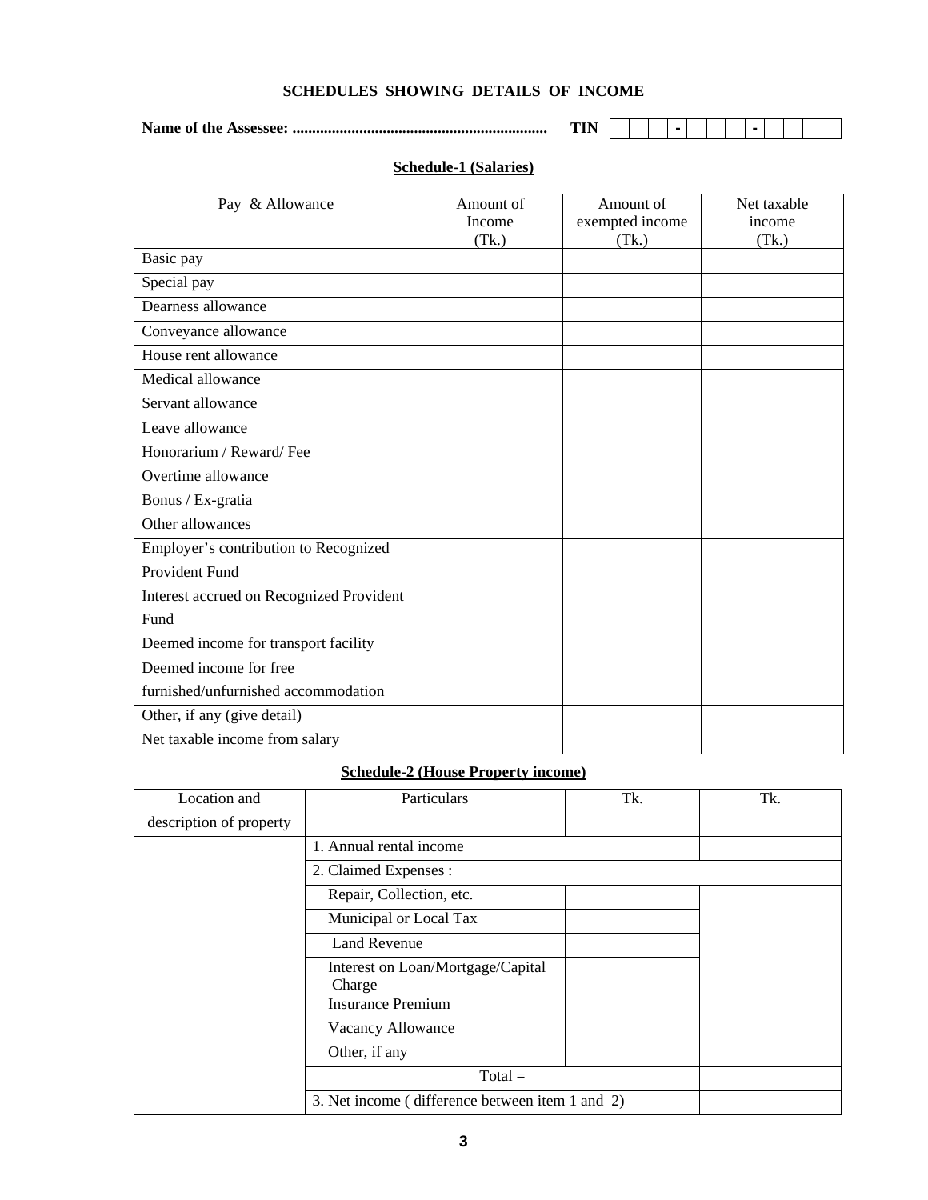## SCHEDULES SHOWING DETAILS OF INCOME

**Name of the Assessee: ................................................................ TIN** | | | | - | | | | - | | | | |

### Schedule-1 (Salaries)

| Pay & Allowance | Amount of Income (Tk.) | Amount of exempted income (Tk.) | Net taxable income (Tk.) |
|---|---|---|---|
| Basic pay | | | |
| Special pay | | | |
| Dearness allowance | | | |
| Conveyance allowance | | | |
| House rent allowance | | | |
| Medical allowance | | | |
| Servant allowance | | | |
| Leave allowance | | | |
| Honorarium / Reward/ Fee | | | |
| Overtime allowance | | | |
| Bonus / Ex-gratia | | | |
| Other allowances | | | |
| Employer's contribution to Recognized Provident Fund | | | |
| Interest accrued on Recognized Provident Fund | | | |
| Deemed income for transport facility | | | |
| Deemed income for free furnished/unfurnished accommodation | | | |
| Other, if any (give detail) | | | |
| Net taxable income from salary | | | |

### Schedule-2 (House Property income)

| Location and description of property | Particulars | Tk. | Tk. |
|---|---|---|---|
| | 1. Annual rental income | | |
| | 2. Claimed Expenses : | | |
| | Repair, Collection, etc. | | |
| | Municipal or Local Tax | | |
| | Land Revenue | | |
| | Interest on Loan/Mortgage/Capital Charge | | |
| | Insurance Premium | | |
| | Vacancy Allowance | | |
| | Other, if any | | |
| | Total = | | |
| | 3. Net income ( difference between item 1 and 2) | | |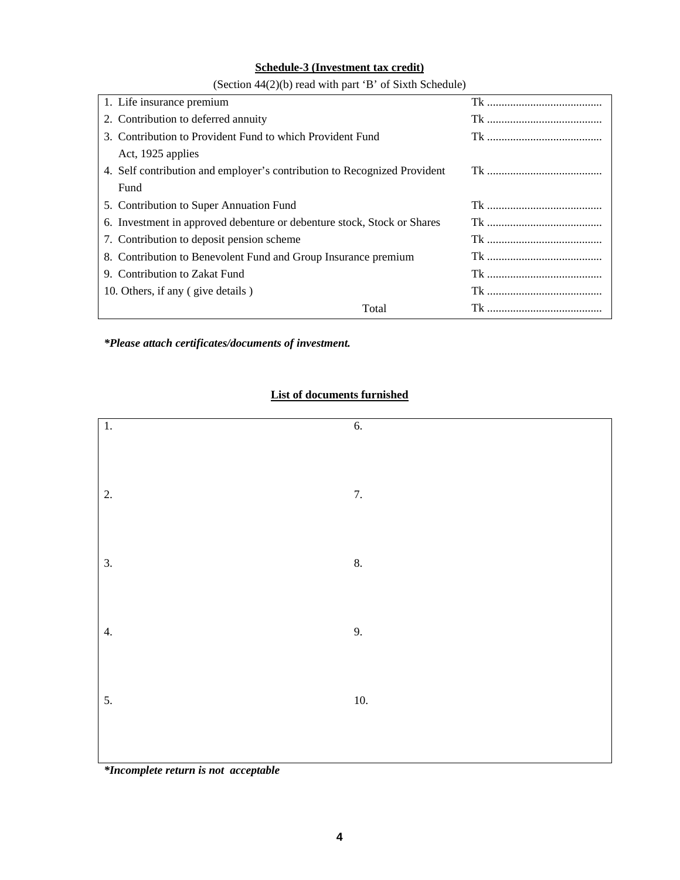**Schedule-3 (Investment tax credit)**

(Section 44(2)(b) read with part 'B' of Sixth Schedule)

| | |
|---|---|
| 1. Life insurance premium | Tk ........................................ |
| 2. Contribution to deferred annuity | Tk ........................................ |
| 3. Contribution to Provident Fund to which Provident Fund Act, 1925 applies | Tk ........................................ |
| 4. Self contribution and employer's contribution to Recognized Provident Fund | Tk ........................................ |
| 5. Contribution to Super Annuation Fund | Tk ........................................ |
| 6. Investment in approved debenture or debenture stock, Stock or Shares | Tk ........................................ |
| 7. Contribution to deposit pension scheme | Tk ........................................ |
| 8. Contribution to Benevolent Fund and Group Insurance premium | Tk ........................................ |
| 9. Contribution to Zakat Fund | Tk ........................................ |
| 10. Others, if any ( give details ) | Tk ........................................ |
| Total | Tk ........................................ |

***Please attach certificates/documents of investment.**

**List of documents furnished**

| | |
|---|---|
| 1. | 6. |
| 2. | 7. |
| 3. | 8. |
| 4. | 9. |
| 5. | 10. |

***Incomplete return is not acceptable**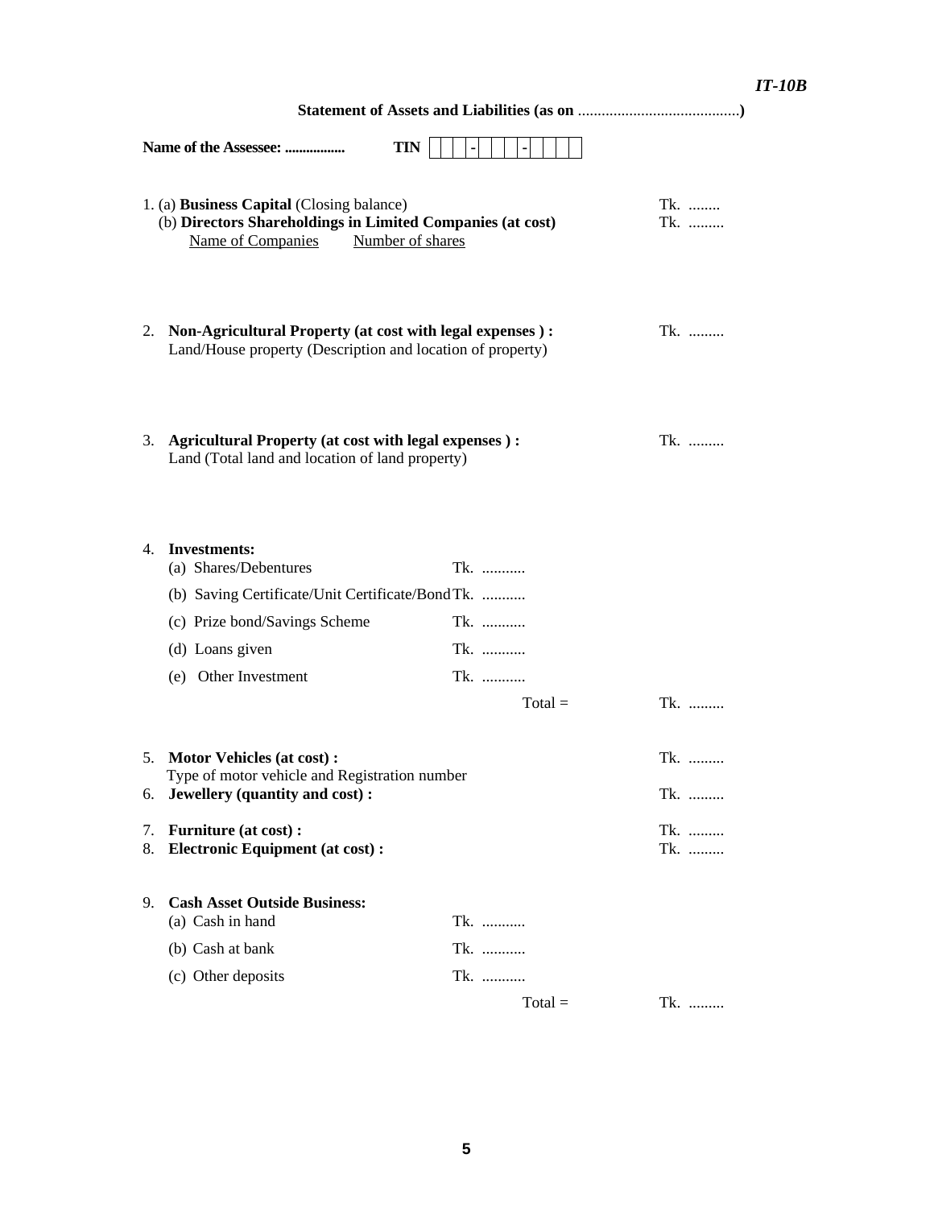*IT-10B*

**Statement of Assets and Liabilities (as on ........................................)**

**Name of the Assessee: ................** **TIN** | | | | - | | | - | | | | |

1. (a) **Business Capital** (Closing balance) Tk. ........
   (b) **Directors Shareholdings in Limited Companies (at cost)** Tk. .........
   Name of Companies Number of shares

2. **Non-Agricultural Property (at cost with legal expenses ) :** Tk. .........
   Land/House property (Description and location of property)

3. **Agricultural Property (at cost with legal expenses ) :** Tk. .........
   Land (Total land and location of land property)

4. **Investments:**

| | | |
|---|---|---|
| (a) Shares/Debentures | Tk. ........... | |
| (b) Saving Certificate/Unit Certificate/Bond | Tk. ........... | |
| (c) Prize bond/Savings Scheme | Tk. ........... | |
| (d) Loans given | Tk. ........... | |
| (e) Other Investment | Tk. ........... | |
| | Total = | Tk. ......... |

5. **Motor Vehicles (at cost) :** Tk. .........
   Type of motor vehicle and Registration number
6. **Jewellery (quantity and cost) :** Tk. .........
7. **Furniture (at cost) :** Tk. .........
8. **Electronic Equipment (at cost) :** Tk. .........

9. **Cash Asset Outside Business:**

| | | |
|---|---|---|
| (a) Cash in hand | Tk. ........... | |
| (b) Cash at bank | Tk. ........... | |
| (c) Other deposits | Tk. ........... | |
| | Total = | Tk. ......... |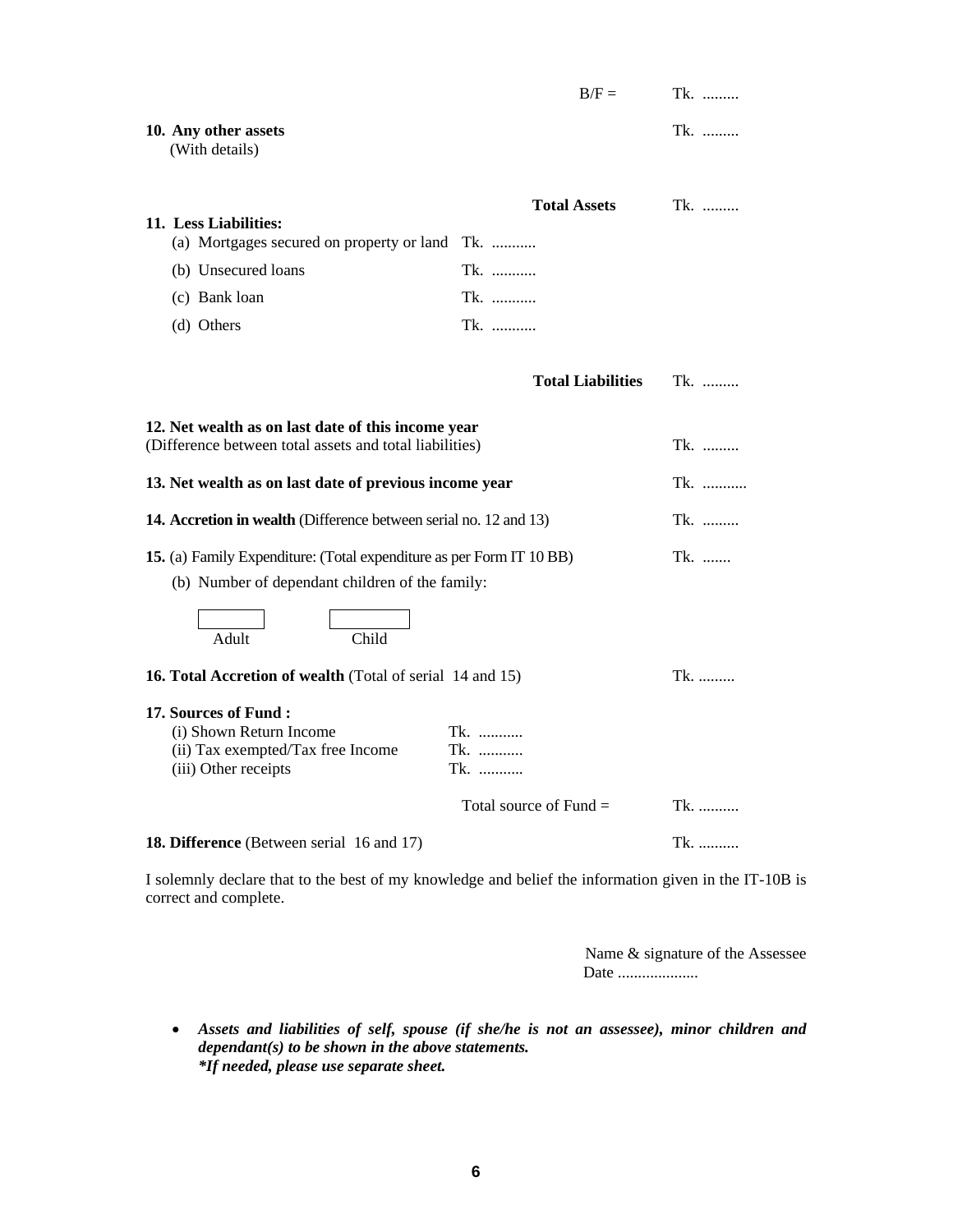B/F = Tk. .........

**10. Any other assets** Tk. .........
(With details)

**Total Assets** Tk. .........

**11. Less Liabilities:**

(a) Mortgages secured on property or land Tk. ...........

(b) Unsecured loans Tk. ...........

(c) Bank loan Tk. ...........

(d) Others Tk. ...........

**Total Liabilities** Tk. .........

**12. Net wealth as on last date of this income year**
(Difference between total assets and total liabilities) Tk. .........

**13. Net wealth as on last date of previous income year** Tk. ...........

**14. Accretion in wealth** (Difference between serial no. 12 and 13) Tk. .........

**15.** (a) Family Expenditure: (Total expenditure as per Form IT 10 BB) Tk. .......

(b) Number of dependant children of the family:

| Adult | Child |
|---|---|
| | |

**16. Total Accretion of wealth** (Total of serial 14 and 15) Tk. .........

**17. Sources of Fund :**

(i) Shown Return Income Tk. ...........
(ii) Tax exempted/Tax free Income Tk. ...........
(iii) Other receipts Tk. ...........

Total source of Fund = Tk. ..........

**18. Difference** (Between serial 16 and 17) Tk. ..........

I solemnly declare that to the best of my knowledge and belief the information given in the IT-10B is correct and complete.

Name & signature of the Assessee
Date ....................

- ***Assets and liabilities of self, spouse (if she/he is not an assessee), minor children and dependant(s) to be shown in the above statements.***
  ****If needed, please use separate sheet.***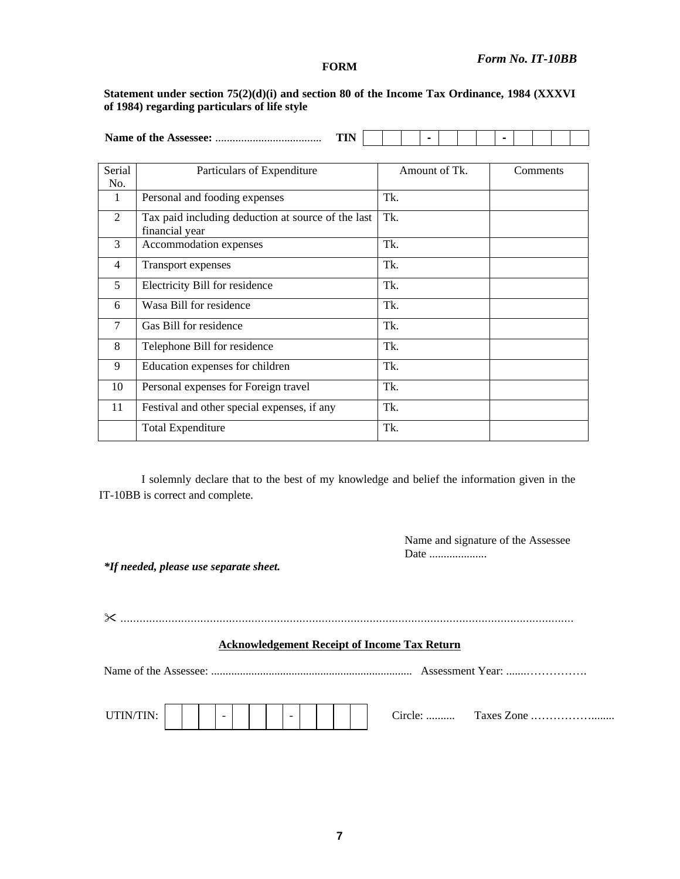*Form No. IT-10BB*

**FORM**

**Statement under section 75(2)(d)(i) and section 80 of the Income Tax Ordinance, 1984 (XXXVI of 1984) regarding particulars of life style**

**Name of the Assessee:** .................................... **TIN** | | | | - | | | | - | | | | |

| Serial No. | Particulars of Expenditure | Amount of Tk. | Comments |
|---|---|---|---|
| 1 | Personal and fooding expenses | Tk. | |
| 2 | Tax paid including deduction at source of the last financial year | Tk. | |
| 3 | Accommodation expenses | Tk. | |
| 4 | Transport expenses | Tk. | |
| 5 | Electricity Bill for residence | Tk. | |
| 6 | Wasa Bill for residence | Tk. | |
| 7 | Gas Bill for residence | Tk. | |
| 8 | Telephone Bill for residence | Tk. | |
| 9 | Education expenses for children | Tk. | |
| 10 | Personal expenses for Foreign travel | Tk. | |
| 11 | Festival and other special expenses, if any | Tk. | |
| | Total Expenditure | Tk. | |

I solemnly declare that to the best of my knowledge and belief the information given in the IT-10BB is correct and complete.

Name and signature of the Assessee
Date ....................

***If needed, please use separate sheet.**

✂ ..............................................................................................................................................

**Acknowledgement Receipt of Income Tax Return**

Name of the Assessee: ...................................................................... Assessment Year: .......…………….

UTIN/TIN: | | | | - | | | | - | | | | | Circle: .......... Taxes Zone ……………........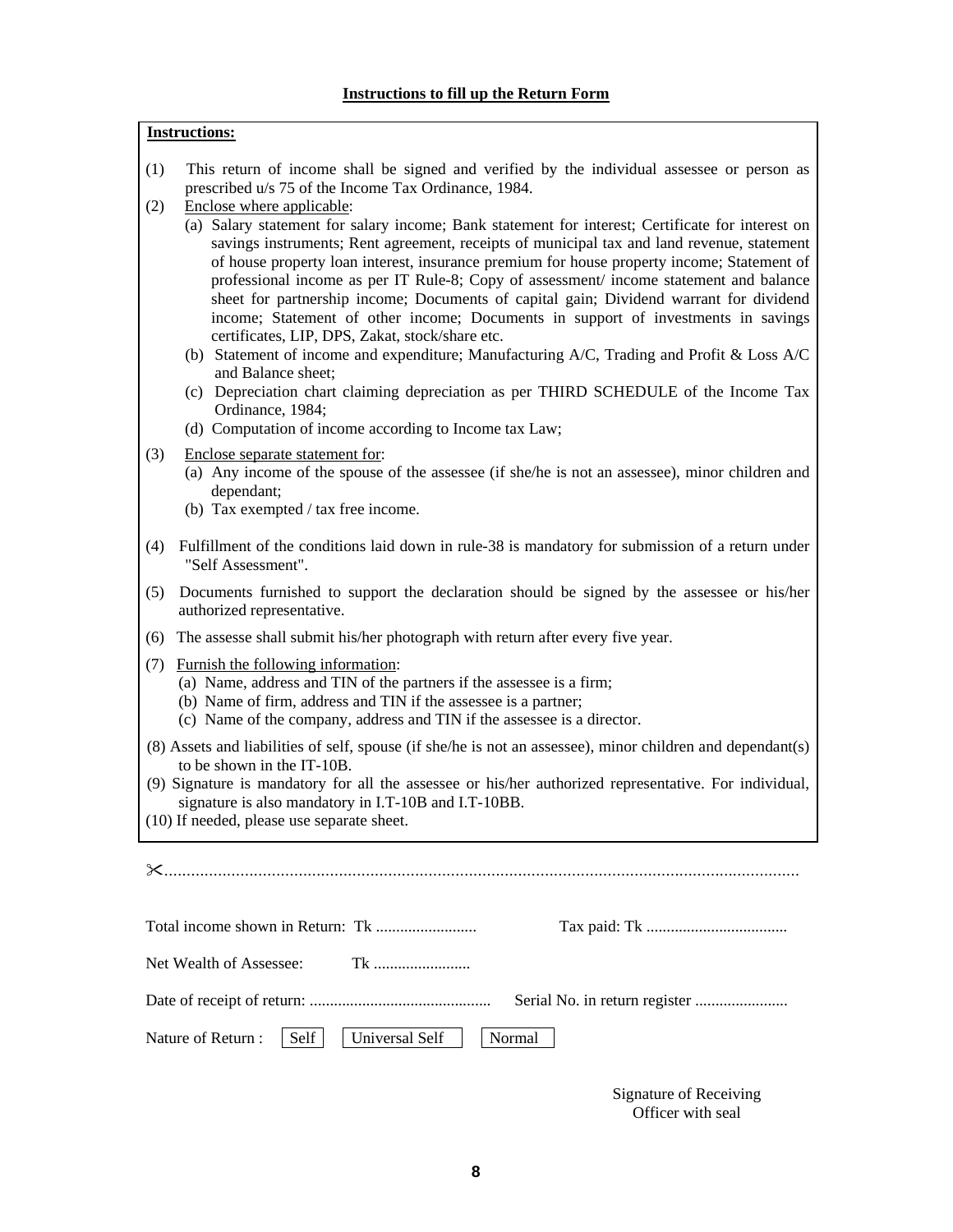## Instructions to fill up the Return Form

**Instructions:**

(1) This return of income shall be signed and verified by the individual assessee or person as prescribed u/s 75 of the Income Tax Ordinance, 1984.

(2) Enclose where applicable:
   - (a) Salary statement for salary income; Bank statement for interest; Certificate for interest on savings instruments; Rent agreement, receipts of municipal tax and land revenue, statement of house property loan interest, insurance premium for house property income; Statement of professional income as per IT Rule-8; Copy of assessment/ income statement and balance sheet for partnership income; Documents of capital gain; Dividend warrant for dividend income; Statement of other income; Documents in support of investments in savings certificates, LIP, DPS, Zakat, stock/share etc.
   - (b) Statement of income and expenditure; Manufacturing A/C, Trading and Profit & Loss A/C and Balance sheet;
   - (c) Depreciation chart claiming depreciation as per THIRD SCHEDULE of the Income Tax Ordinance, 1984;
   - (d) Computation of income according to Income tax Law;

(3) Enclose separate statement for:
   - (a) Any income of the spouse of the assessee (if she/he is not an assessee), minor children and dependant;
   - (b) Tax exempted / tax free income.

(4) Fulfillment of the conditions laid down in rule-38 is mandatory for submission of a return under "Self Assessment".

(5) Documents furnished to support the declaration should be signed by the assessee or his/her authorized representative.

(6) The assese shall submit his/her photograph with return after every five year.

(7) Furnish the following information:
   - (a) Name, address and TIN of the partners if the assessee is a firm;
   - (b) Name of firm, address and TIN if the assessee is a partner;
   - (c) Name of the company, address and TIN if the assessee is a director.

(8) Assets and liabilities of self, spouse (if she/he is not an assessee), minor children and dependant(s) to be shown in the IT-10B.

(9) Signature is mandatory for all the assessee or his/her authorized representative. For individual, signature is also mandatory in I.T-10B and I.T-10BB.

(10) If needed, please use separate sheet.

✂.............................................................................................................................................

Total income shown in Return: Tk .........................     Tax paid: Tk ...................................

Net Wealth of Assessee: Tk ........................

Date of receipt of return: ............................................     Serial No. in return register .......................

Nature of Return : [ Self ] [ Universal Self ] [ Normal ]

Signature of Receiving Officer with seal